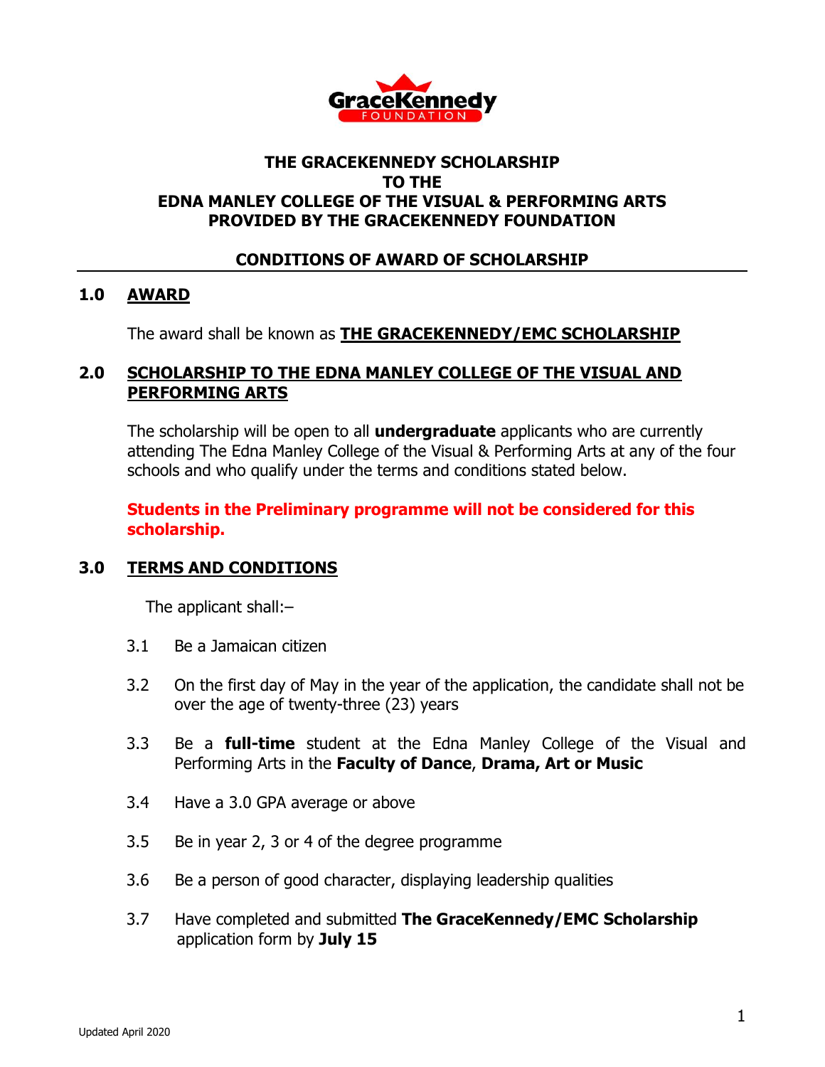# THE GRACEKENNEDY SCHOLARSHIP TO THE EDNA MANLEY COLLEGE OF THE VISUAL & PERFORMING ARTS PROVIDED BY THE GRACEKENNEDY FOUNDATION

## CONDITIONS OF AWARD OF SCHOLARSHIP

## 1.0 AWARD

The award shall be known as **THE GRACEKENNEDY/EMC SCHOLARSHIP**

## 2.0 SCHOLARSHIP TO THE EDNA MANLEY COLLEGE OF THE VISUAL AND PERFORMING ARTS

The scholarship will be open to all **undergraduate** applicants who are currently attending The Edna Manley College of the Visual & Performing Arts at any of the four schools and who qualify under the terms and conditions stated below.

**Students in the Preliminary programme will not be considered for this scholarship.**

## 3.0 TERMS AND CONDITIONS

The applicant shall:–

3.1 Be a Jamaican citizen

3.2 On the first day of May in the year of the application, the candidate shall not be over the age of twenty-three (23) years

3.3 Be a **full-time** student at the Edna Manley College of the Visual and Performing Arts in the **Faculty of Dance**, **Drama, Art or Music**

3.4 Have a 3.0 GPA average or above

3.5 Be in year 2, 3 or 4 of the degree programme

3.6 Be a person of good character, displaying leadership qualities

3.7 Have completed and submitted **The GraceKennedy/EMC Scholarship** application form by **July 15**

Updated April 2020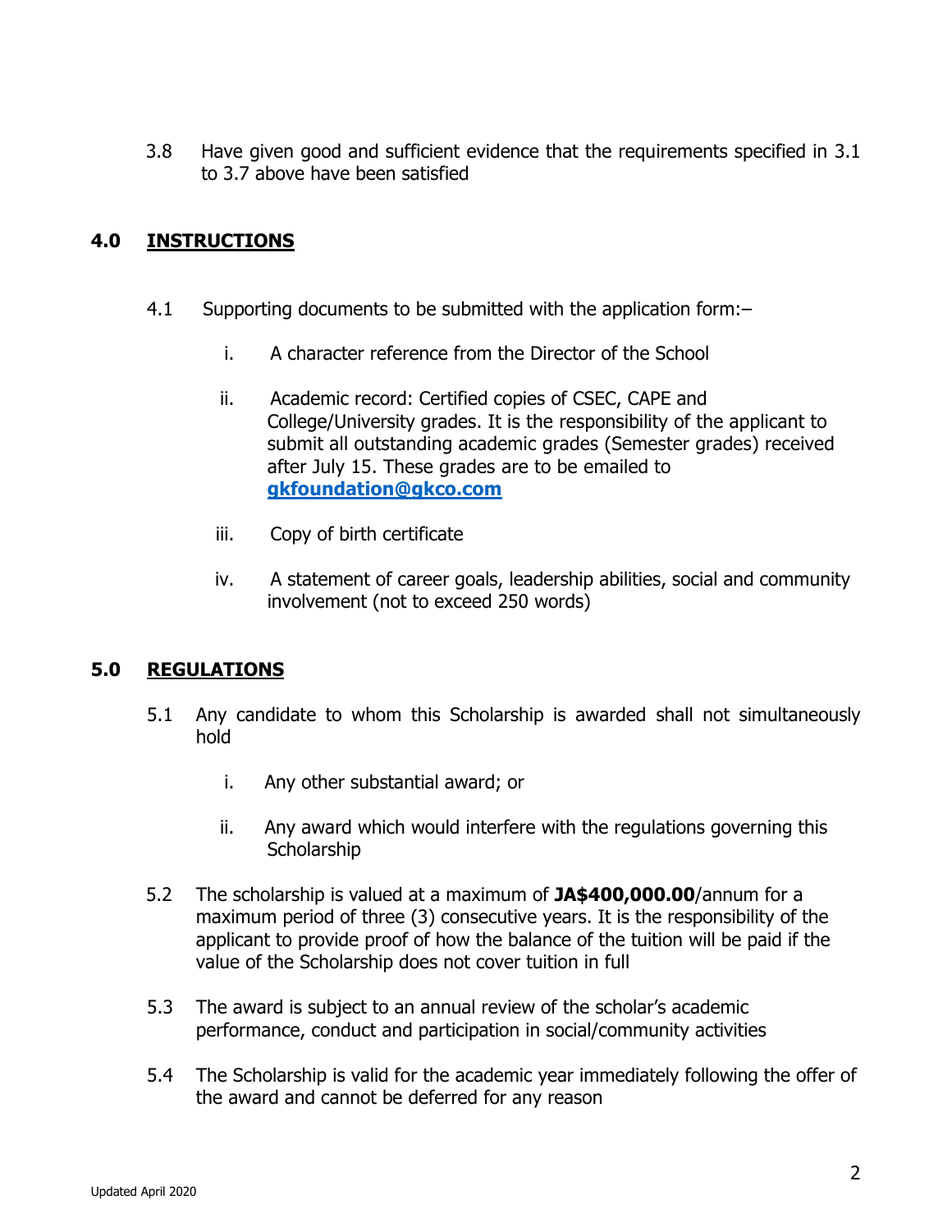3.8 Have given good and sufficient evidence that the requirements specified in 3.1 to 3.7 above have been satisfied

## 4.0 INSTRUCTIONS

4.1 Supporting documents to be submitted with the application form:–

i. A character reference from the Director of the School

ii. Academic record: Certified copies of CSEC, CAPE and College/University grades. It is the responsibility of the applicant to submit all outstanding academic grades (Semester grades) received after July 15. These grades are to be emailed to **gkfoundation@gkco.com**

iii. Copy of birth certificate

iv. A statement of career goals, leadership abilities, social and community involvement (not to exceed 250 words)

## 5.0 REGULATIONS

5.1 Any candidate to whom this Scholarship is awarded shall not simultaneously hold

i. Any other substantial award; or

ii. Any award which would interfere with the regulations governing this Scholarship

5.2 The scholarship is valued at a maximum of **JA$400,000.00**/annum for a maximum period of three (3) consecutive years. It is the responsibility of the applicant to provide proof of how the balance of the tuition will be paid if the value of the Scholarship does not cover tuition in full

5.3 The award is subject to an annual review of the scholar's academic performance, conduct and participation in social/community activities

5.4 The Scholarship is valid for the academic year immediately following the offer of the award and cannot be deferred for any reason

Updated April 2020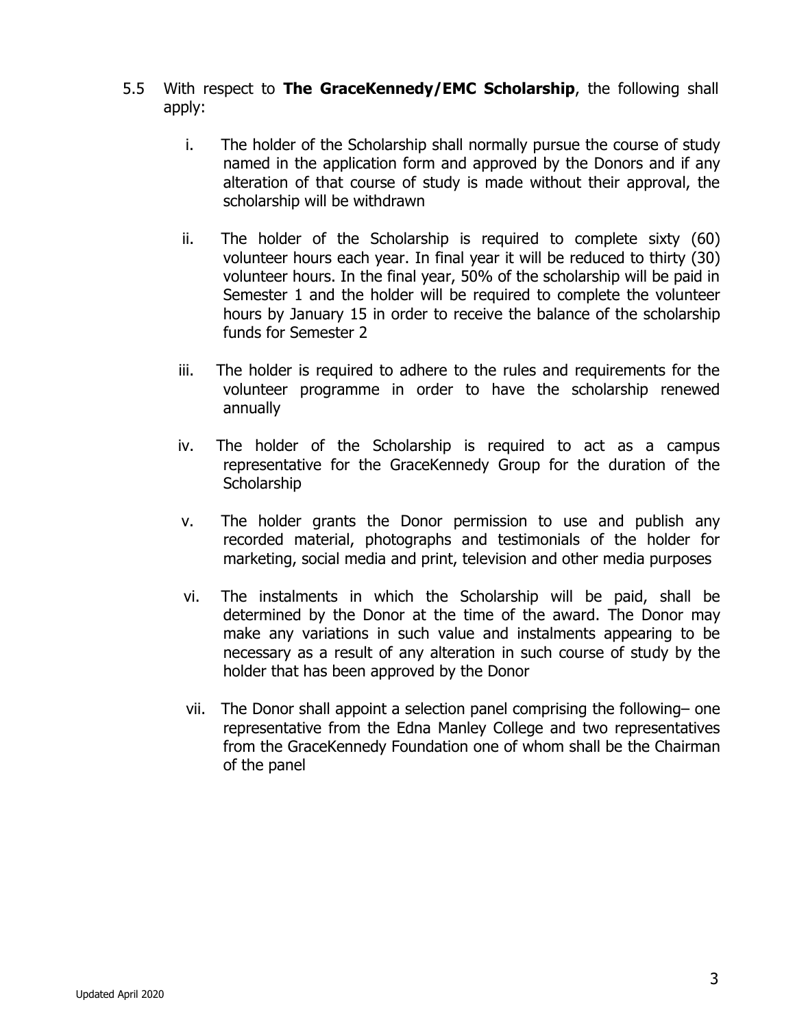5.5 With respect to **The GraceKennedy/EMC Scholarship**, the following shall apply:

i. The holder of the Scholarship shall normally pursue the course of study named in the application form and approved by the Donors and if any alteration of that course of study is made without their approval, the scholarship will be withdrawn

ii. The holder of the Scholarship is required to complete sixty (60) volunteer hours each year. In final year it will be reduced to thirty (30) volunteer hours. In the final year, 50% of the scholarship will be paid in Semester 1 and the holder will be required to complete the volunteer hours by January 15 in order to receive the balance of the scholarship funds for Semester 2

iii. The holder is required to adhere to the rules and requirements for the volunteer programme in order to have the scholarship renewed annually

iv. The holder of the Scholarship is required to act as a campus representative for the GraceKennedy Group for the duration of the Scholarship

v. The holder grants the Donor permission to use and publish any recorded material, photographs and testimonials of the holder for marketing, social media and print, television and other media purposes

vi. The instalments in which the Scholarship will be paid, shall be determined by the Donor at the time of the award. The Donor may make any variations in such value and instalments appearing to be necessary as a result of any alteration in such course of study by the holder that has been approved by the Donor

vii. The Donor shall appoint a selection panel comprising the following– one representative from the Edna Manley College and two representatives from the GraceKennedy Foundation one of whom shall be the Chairman of the panel

Updated April 2020